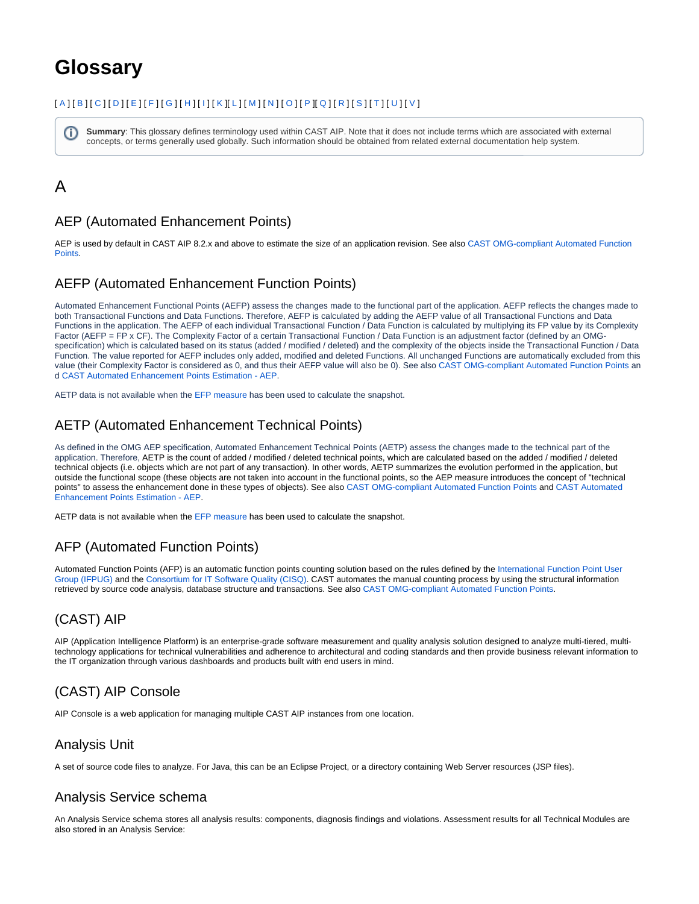# Glossary

[ A ] [ B ] [ C ] [ D ] [ E ] [ F ] [ G ] [ H ] [ I ] [ K ][ L ] [ M ] [ N ] [ O ] [ P ][ Q ] [ R ] [ S ] [ T ] [ U ] [ V ]

**Summary**: This glossary defines terminology used within CAST AIP. Note that it does not include terms which are associated with external concepts, or terms generally used globally. Such information should be obtained from related external documentation help system.

## A

### AEP (Automated Enhancement Points)

AEP is used by default in CAST AIP 8.2.x and above to estimate the size of an application revision. See also CAST OMG-compliant Automated Function Points.

### AEFP (Automated Enhancement Function Points)

Automated Enhancement Functional Points (AEFP) assess the changes made to the functional part of the application. AEFP reflects the changes made to both Transactional Functions and Data Functions. Therefore, AEFP is calculated by adding the AEFP value of all Transactional Functions and Data Functions in the application. The AEFP of each individual Transactional Function / Data Function is calculated by multiplying its FP value by its Complexity Factor (AEFP = FP x CF). The Complexity Factor of a certain Transactional Function / Data Function is an adjustment factor (defined by an OMG-specification) which is calculated based on its status (added / modified / deleted) and the complexity of the objects inside the Transactional Function / Data Function. The value reported for AEFP includes only added, modified and deleted Functions. All unchanged Functions are automatically excluded from this value (their Complexity Factor is considered as 0, and thus their AEFP value will also be 0). See also CAST OMG-compliant Automated Function Points and CAST Automated Enhancement Points Estimation - AEP.

AETP data is not available when the EFP measure has been used to calculate the snapshot.

### AETP (Automated Enhancement Technical Points)

As defined in the OMG AEP specification, Automated Enhancement Technical Points (AETP) assess the changes made to the technical part of the application. Therefore, AETP is the count of added / modified / deleted technical points, which are calculated based on the added / modified / deleted technical objects (i.e. objects which are not part of any transaction). In other words, AETP summarizes the evolution performed in the application, but outside the functional scope (these objects are not taken into account in the functional points, so the AEP measure introduces the concept of "technical points" to assess the enhancement done in these types of objects). See also CAST OMG-compliant Automated Function Points and CAST Automated Enhancement Points Estimation - AEP.

AETP data is not available when the EFP measure has been used to calculate the snapshot.

### AFP (Automated Function Points)

Automated Function Points (AFP) is an automatic function points counting solution based on the rules defined by the International Function Point User Group (IFPUG) and the Consortium for IT Software Quality (CISQ). CAST automates the manual counting process by using the structural information retrieved by source code analysis, database structure and transactions. See also CAST OMG-compliant Automated Function Points.

### (CAST) AIP

AIP (Application Intelligence Platform) is an enterprise-grade software measurement and quality analysis solution designed to analyze multi-tiered, multi-technology applications for technical vulnerabilities and adherence to architectural and coding standards and then provide business relevant information to the IT organization through various dashboards and products built with end users in mind.

### (CAST) AIP Console

AIP Console is a web application for managing multiple CAST AIP instances from one location.

### Analysis Unit

A set of source code files to analyze. For Java, this can be an Eclipse Project, or a directory containing Web Server resources (JSP files).

### Analysis Service schema

An Analysis Service schema stores all analysis results: components, diagnosis findings and violations. Assessment results for all Technical Modules are also stored in an Analysis Service: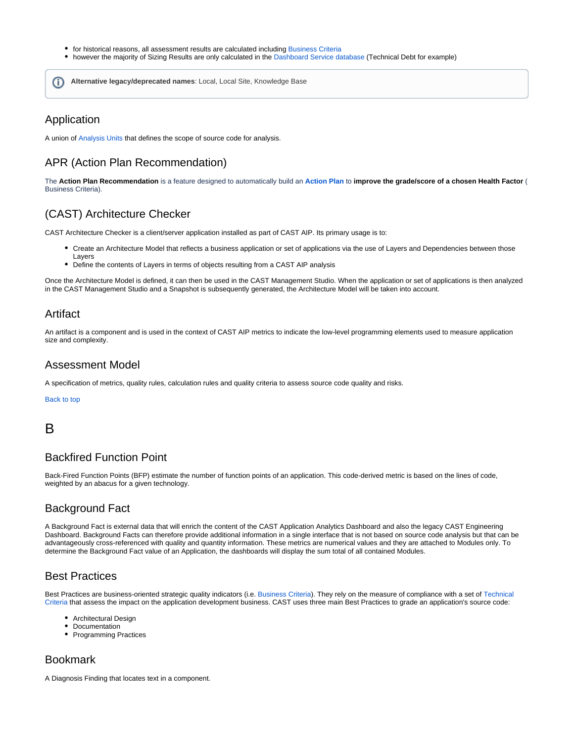- for historical reasons, all assessment results are calculated including Business Criteria
- however the majority of Sizing Results are only calculated in the Dashboard Service database (Technical Debt for example)

> **Alternative legacy/deprecated names**: Local, Local Site, Knowledge Base

## Application

A union of Analysis Units that defines the scope of source code for analysis.

## APR (Action Plan Recommendation)

The **Action Plan Recommendation** is a feature designed to automatically build an **Action Plan** to **improve the grade/score of a chosen Health Factor** (Business Criteria).

## (CAST) Architecture Checker

CAST Architecture Checker is a client/server application installed as part of CAST AIP. Its primary usage is to:

- Create an Architecture Model that reflects a business application or set of applications via the use of Layers and Dependencies between those Layers
- Define the contents of Layers in terms of objects resulting from a CAST AIP analysis

Once the Architecture Model is defined, it can then be used in the CAST Management Studio. When the application or set of applications is then analyzed in the CAST Management Studio and a Snapshot is subsequently generated, the Architecture Model will be taken into account.

## Artifact

An artifact is a component and is used in the context of CAST AIP metrics to indicate the low-level programming elements used to measure application size and complexity.

## Assessment Model

A specification of metrics, quality rules, calculation rules and quality criteria to assess source code quality and risks.

Back to top

# B

## Backfired Function Point

Back-Fired Function Points (BFP) estimate the number of function points of an application. This code-derived metric is based on the lines of code, weighted by an abacus for a given technology.

## Background Fact

A Background Fact is external data that will enrich the content of the CAST Application Analytics Dashboard and also the legacy CAST Engineering Dashboard. Background Facts can therefore provide additional information in a single interface that is not based on source code analysis but that can be advantageously cross-referenced with quality and quantity information. These metrics are numerical values and they are attached to Modules only. To determine the Background Fact value of an Application, the dashboards will display the sum total of all contained Modules.

## Best Practices

Best Practices are business-oriented strategic quality indicators (i.e. Business Criteria). They rely on the measure of compliance with a set of Technical Criteria that assess the impact on the application development business. CAST uses three main Best Practices to grade an application's source code:

- Architectural Design
- Documentation
- Programming Practices

## Bookmark

A Diagnosis Finding that locates text in a component.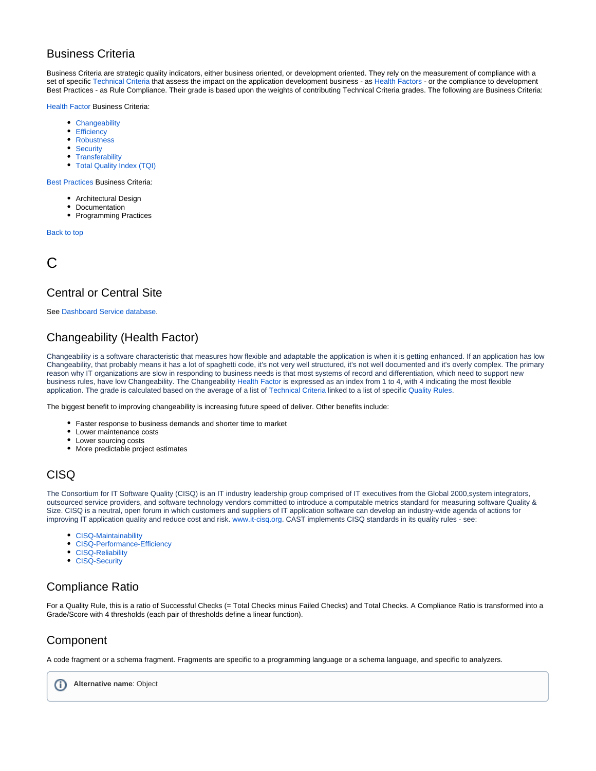## Business Criteria

Business Criteria are strategic quality indicators, either business oriented, or development oriented. They rely on the measurement of compliance with a set of specific Technical Criteria that assess the impact on the application development business - as Health Factors - or the compliance to development Best Practices - as Rule Compliance. Their grade is based upon the weights of contributing Technical Criteria grades. The following are Business Criteria:

Health Factor Business Criteria:

- Changeability
- Efficiency
- Robustness
- Security
- Transferability
- Total Quality Index (TQI)

Best Practices Business Criteria:

- Architectural Design
- Documentation
- Programming Practices

Back to top

# C

## Central or Central Site

See Dashboard Service database.

## Changeability (Health Factor)

Changeability is a software characteristic that measures how flexible and adaptable the application is when it is getting enhanced. If an application has low Changeability, that probably means it has a lot of spaghetti code, it's not very well structured, it's not well documented and it's overly complex. The primary reason why IT organizations are slow in responding to business needs is that most systems of record and differentiation, which need to support new business rules, have low Changeability. The Changeability Health Factor is expressed as an index from 1 to 4, with 4 indicating the most flexible application. The grade is calculated based on the average of a list of Technical Criteria linked to a list of specific Quality Rules.

The biggest benefit to improving changeability is increasing future speed of deliver. Other benefits include:

- Faster response to business demands and shorter time to market
- Lower maintenance costs
- Lower sourcing costs
- More predictable project estimates

## CISQ

The Consortium for IT Software Quality (CISQ) is an IT industry leadership group comprised of IT executives from the Global 2000,system integrators, outsourced service providers, and software technology vendors committed to introduce a computable metrics standard for measuring software Quality & Size. CISQ is a neutral, open forum in which customers and suppliers of IT application software can develop an industry-wide agenda of actions for improving IT application quality and reduce cost and risk. www.it-cisq.org. CAST implements CISQ standards in its quality rules - see:

- CISQ-Maintainability
- CISQ-Performance-Efficiency
- CISQ-Reliability
- CISQ-Security

## Compliance Ratio

For a Quality Rule, this is a ratio of Successful Checks (= Total Checks minus Failed Checks) and Total Checks. A Compliance Ratio is transformed into a Grade/Score with 4 thresholds (each pair of thresholds define a linear function).

## Component

A code fragment or a schema fragment. Fragments are specific to a programming language or a schema language, and specific to analyzers.

> **Alternative name**: Object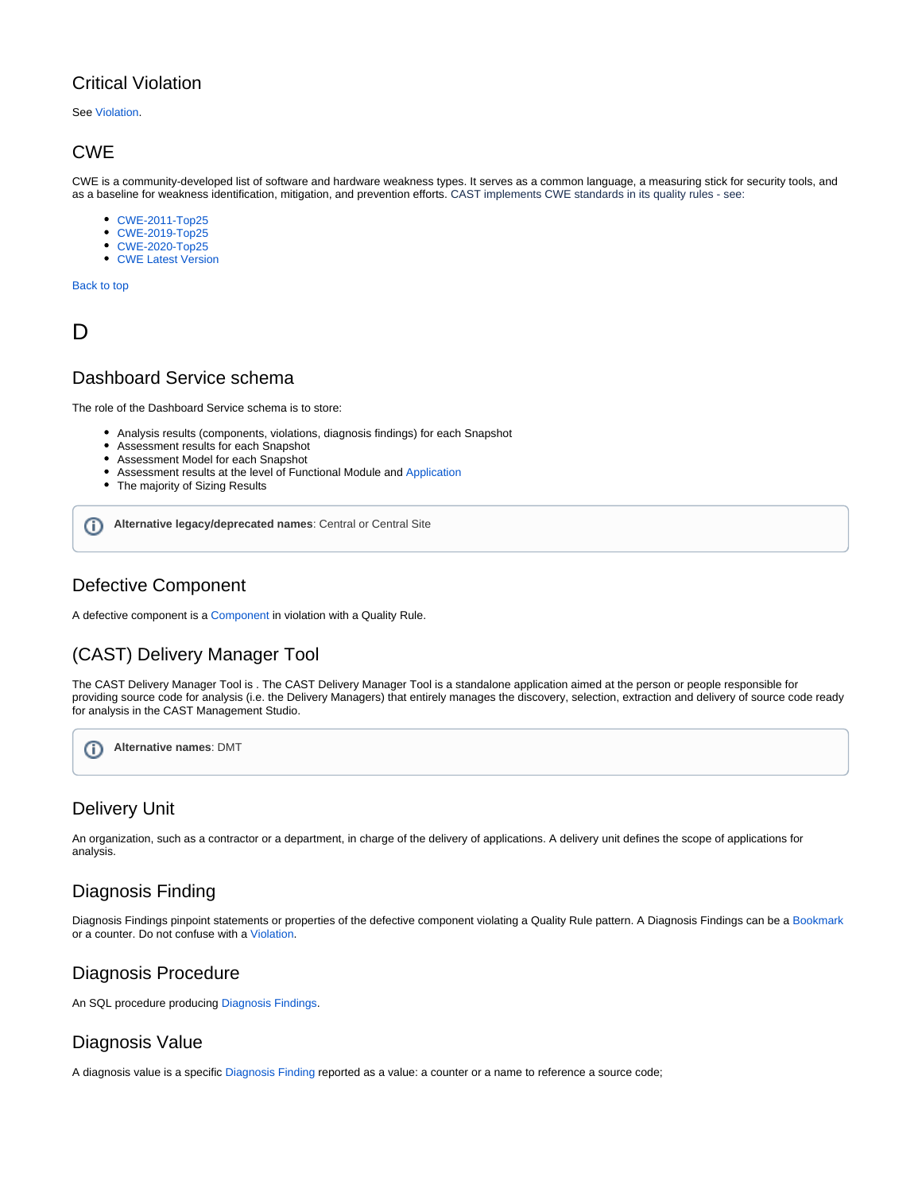## Critical Violation

See Violation.

## CWE

CWE is a community-developed list of software and hardware weakness types. It serves as a common language, a measuring stick for security tools, and as a baseline for weakness identification, mitigation, and prevention efforts. CAST implements CWE standards in its quality rules - see:

- CWE-2011-Top25
- CWE-2019-Top25
- CWE-2020-Top25
- CWE Latest Version

Back to top

# D

## Dashboard Service schema

The role of the Dashboard Service schema is to store:

- Analysis results (components, violations, diagnosis findings) for each Snapshot
- Assessment results for each Snapshot
- Assessment Model for each Snapshot
- Assessment results at the level of Functional Module and Application
- The majority of Sizing Results

> **Alternative legacy/deprecated names**: Central or Central Site

## Defective Component

A defective component is a Component in violation with a Quality Rule.

## (CAST) Delivery Manager Tool

The CAST Delivery Manager Tool is . The CAST Delivery Manager Tool is a standalone application aimed at the person or people responsible for providing source code for analysis (i.e. the Delivery Managers) that entirely manages the discovery, selection, extraction and delivery of source code ready for analysis in the CAST Management Studio.

> **Alternative names**: DMT

## Delivery Unit

An organization, such as a contractor or a department, in charge of the delivery of applications. A delivery unit defines the scope of applications for analysis.

## Diagnosis Finding

Diagnosis Findings pinpoint statements or properties of the defective component violating a Quality Rule pattern. A Diagnosis Findings can be a Bookmark or a counter. Do not confuse with a Violation.

## Diagnosis Procedure

An SQL procedure producing Diagnosis Findings.

## Diagnosis Value

A diagnosis value is a specific Diagnosis Finding reported as a value: a counter or a name to reference a source code;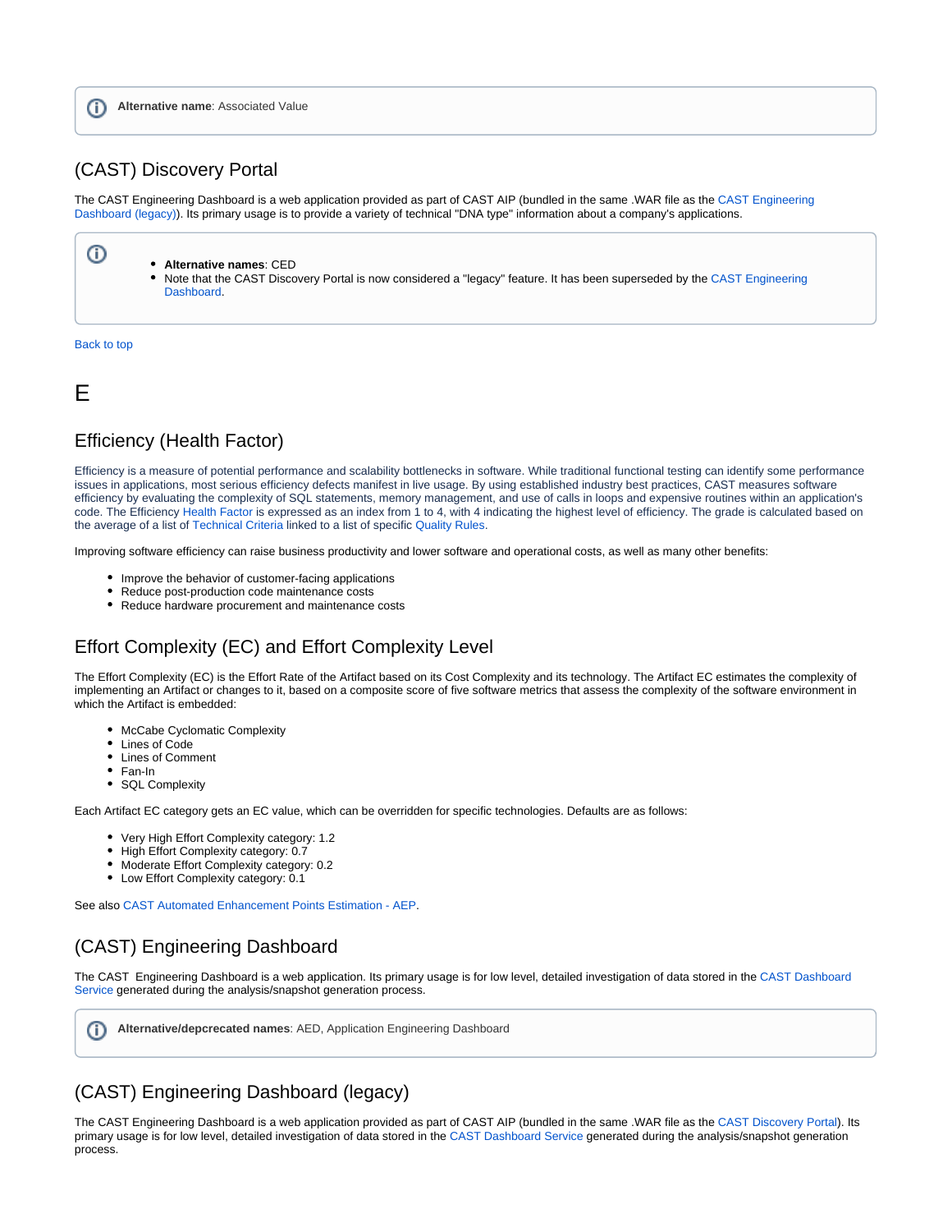> **Alternative name**: Associated Value

## (CAST) Discovery Portal

The CAST Engineering Dashboard is a web application provided as part of CAST AIP (bundled in the same .WAR file as the CAST Engineering Dashboard (legacy)). Its primary usage is to provide a variety of technical "DNA type" information about a company's applications.

> - **Alternative names**: CED
> - Note that the CAST Discovery Portal is now considered a "legacy" feature. It has been superseded by the CAST Engineering Dashboard.

Back to top

# E

## Efficiency (Health Factor)

Efficiency is a measure of potential performance and scalability bottlenecks in software. While traditional functional testing can identify some performance issues in applications, most serious efficiency defects manifest in live usage. By using established industry best practices, CAST measures software efficiency by evaluating the complexity of SQL statements, memory management, and use of calls in loops and expensive routines within an application's code. The Efficiency Health Factor is expressed as an index from 1 to 4, with 4 indicating the highest level of efficiency. The grade is calculated based on the average of a list of Technical Criteria linked to a list of specific Quality Rules.

Improving software efficiency can raise business productivity and lower software and operational costs, as well as many other benefits:

- Improve the behavior of customer-facing applications
- Reduce post-production code maintenance costs
- Reduce hardware procurement and maintenance costs

## Effort Complexity (EC) and Effort Complexity Level

The Effort Complexity (EC) is the Effort Rate of the Artifact based on its Cost Complexity and its technology. The Artifact EC estimates the complexity of implementing an Artifact or changes to it, based on a composite score of five software metrics that assess the complexity of the software environment in which the Artifact is embedded:

- McCabe Cyclomatic Complexity
- Lines of Code
- Lines of Comment
- Fan-In
- SQL Complexity

Each Artifact EC category gets an EC value, which can be overridden for specific technologies. Defaults are as follows:

- Very High Effort Complexity category: 1.2
- High Effort Complexity category: 0.7
- Moderate Effort Complexity category: 0.2
- Low Effort Complexity category: 0.1

See also CAST Automated Enhancement Points Estimation - AEP.

## (CAST) Engineering Dashboard

The CAST Engineering Dashboard is a web application. Its primary usage is for low level, detailed investigation of data stored in the CAST Dashboard Service generated during the analysis/snapshot generation process.

> **Alternative/depcrecated names**: AED, Application Engineering Dashboard

## (CAST) Engineering Dashboard (legacy)

The CAST Engineering Dashboard is a web application provided as part of CAST AIP (bundled in the same .WAR file as the CAST Discovery Portal). Its primary usage is for low level, detailed investigation of data stored in the CAST Dashboard Service generated during the analysis/snapshot generation process.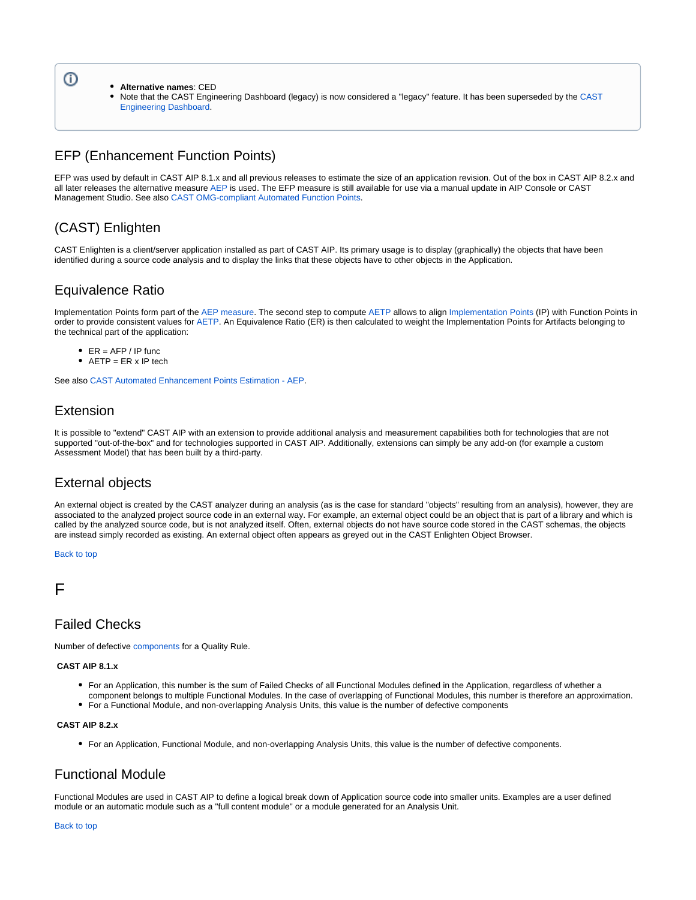- **Alternative names**: CED
- Note that the CAST Engineering Dashboard (legacy) is now considered a "legacy" feature. It has been superseded by the CAST Engineering Dashboard.

## EFP (Enhancement Function Points)

EFP was used by default in CAST AIP 8.1.x and all previous releases to estimate the size of an application revision. Out of the box in CAST AIP 8.2.x and all later releases the alternative measure AEP is used. The EFP measure is still available for use via a manual update in AIP Console or CAST Management Studio. See also CAST OMG-compliant Automated Function Points.

## (CAST) Enlighten

CAST Enlighten is a client/server application installed as part of CAST AIP. Its primary usage is to display (graphically) the objects that have been identified during a source code analysis and to display the links that these objects have to other objects in the Application.

## Equivalence Ratio

Implementation Points form part of the AEP measure. The second step to compute AETP allows to align Implementation Points (IP) with Function Points in order to provide consistent values for AETP. An Equivalence Ratio (ER) is then calculated to weight the Implementation Points for Artifacts belonging to the technical part of the application:

- ER = AFP / IP func
- AETP = ER x IP tech

See also CAST Automated Enhancement Points Estimation - AEP.

## Extension

It is possible to "extend" CAST AIP with an extension to provide additional analysis and measurement capabilities both for technologies that are not supported "out-of-the-box" and for technologies supported in CAST AIP. Additionally, extensions can simply be any add-on (for example a custom Assessment Model) that has been built by a third-party.

## External objects

An external object is created by the CAST analyzer during an analysis (as is the case for standard "objects" resulting from an analysis), however, they are associated to the analyzed project source code in an external way. For example, an external object could be an object that is part of a library and which is called by the analyzed source code, but is not analyzed itself. Often, external objects do not have source code stored in the CAST schemas, the objects are instead simply recorded as existing. An external object often appears as greyed out in the CAST Enlighten Object Browser.

Back to top

# F

## Failed Checks

Number of defective components for a Quality Rule.

**CAST AIP 8.1.x**

- For an Application, this number is the sum of Failed Checks of all Functional Modules defined in the Application, regardless of whether a component belongs to multiple Functional Modules. In the case of overlapping of Functional Modules, this number is therefore an approximation.
- For a Functional Module, and non-overlapping Analysis Units, this value is the number of defective components

**CAST AIP 8.2.x**

- For an Application, Functional Module, and non-overlapping Analysis Units, this value is the number of defective components.

## Functional Module

Functional Modules are used in CAST AIP to define a logical break down of Application source code into smaller units. Examples are a user defined module or an automatic module such as a "full content module" or a module generated for an Analysis Unit.

Back to top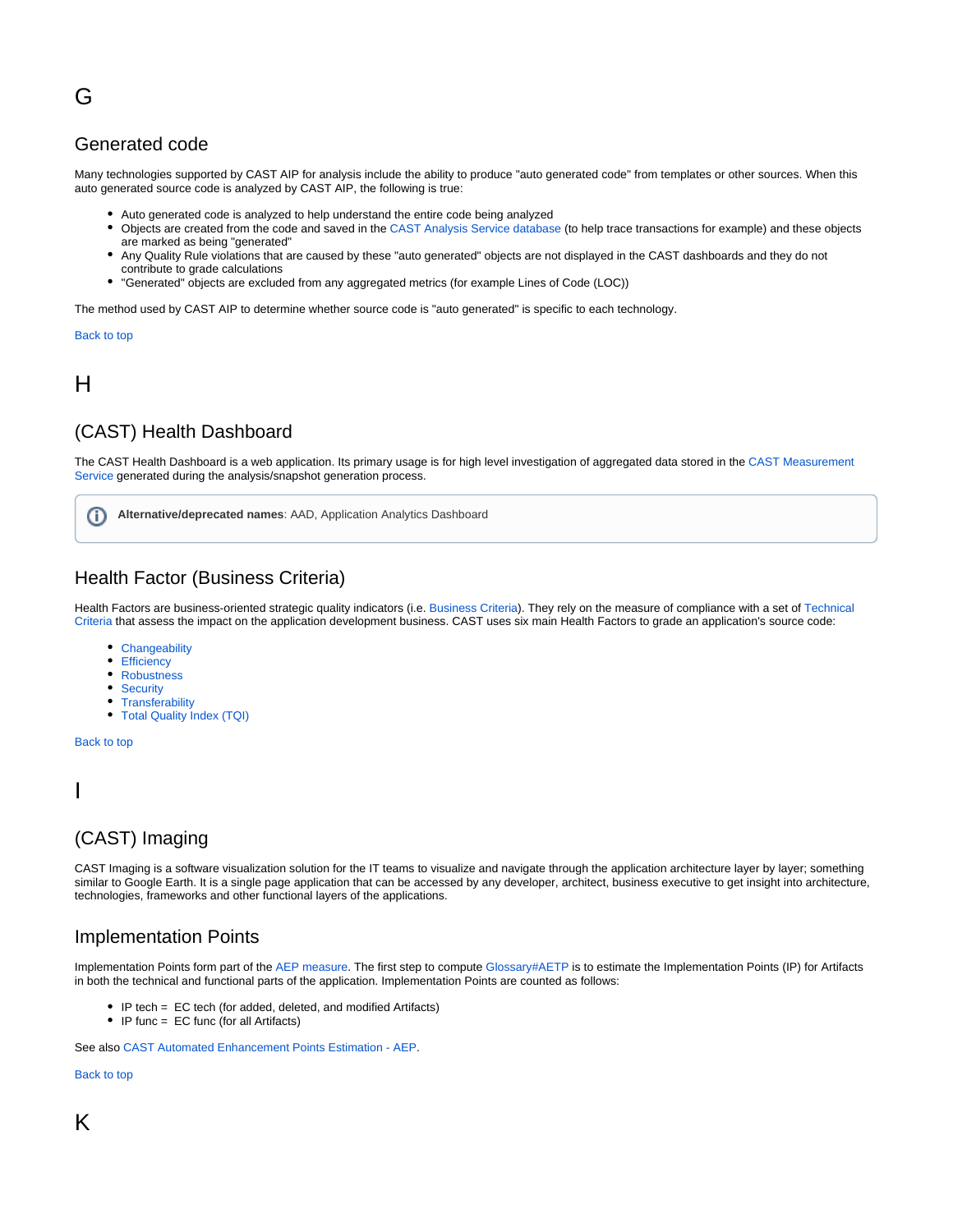# G

## Generated code

Many technologies supported by CAST AIP for analysis include the ability to produce "auto generated code" from templates or other sources. When this auto generated source code is analyzed by CAST AIP, the following is true:

- Auto generated code is analyzed to help understand the entire code being analyzed
- Objects are created from the code and saved in the CAST Analysis Service database (to help trace transactions for example) and these objects are marked as being "generated"
- Any Quality Rule violations that are caused by these "auto generated" objects are not displayed in the CAST dashboards and they do not contribute to grade calculations
- "Generated" objects are excluded from any aggregated metrics (for example Lines of Code (LOC))

The method used by CAST AIP to determine whether source code is "auto generated" is specific to each technology.

Back to top

# H

## (CAST) Health Dashboard

The CAST Health Dashboard is a web application. Its primary usage is for high level investigation of aggregated data stored in the CAST Measurement Service generated during the analysis/snapshot generation process.

> **Alternative/deprecated names**: AAD, Application Analytics Dashboard

## Health Factor (Business Criteria)

Health Factors are business-oriented strategic quality indicators (i.e. Business Criteria). They rely on the measure of compliance with a set of Technical Criteria that assess the impact on the application development business. CAST uses six main Health Factors to grade an application's source code:

- Changeability
- Efficiency
- Robustness
- Security
- Transferability
- Total Quality Index (TQI)

Back to top

# I

## (CAST) Imaging

CAST Imaging is a software visualization solution for the IT teams to visualize and navigate through the application architecture layer by layer; something similar to Google Earth. It is a single page application that can be accessed by any developer, architect, business executive to get insight into architecture, technologies, frameworks and other functional layers of the applications.

## Implementation Points

Implementation Points form part of the AEP measure. The first step to compute Glossary#AETP is to estimate the Implementation Points (IP) for Artifacts in both the technical and functional parts of the application. Implementation Points are counted as follows:

- IP tech = EC tech (for added, deleted, and modified Artifacts)
- IP func = EC func (for all Artifacts)

See also CAST Automated Enhancement Points Estimation - AEP.

Back to top

# K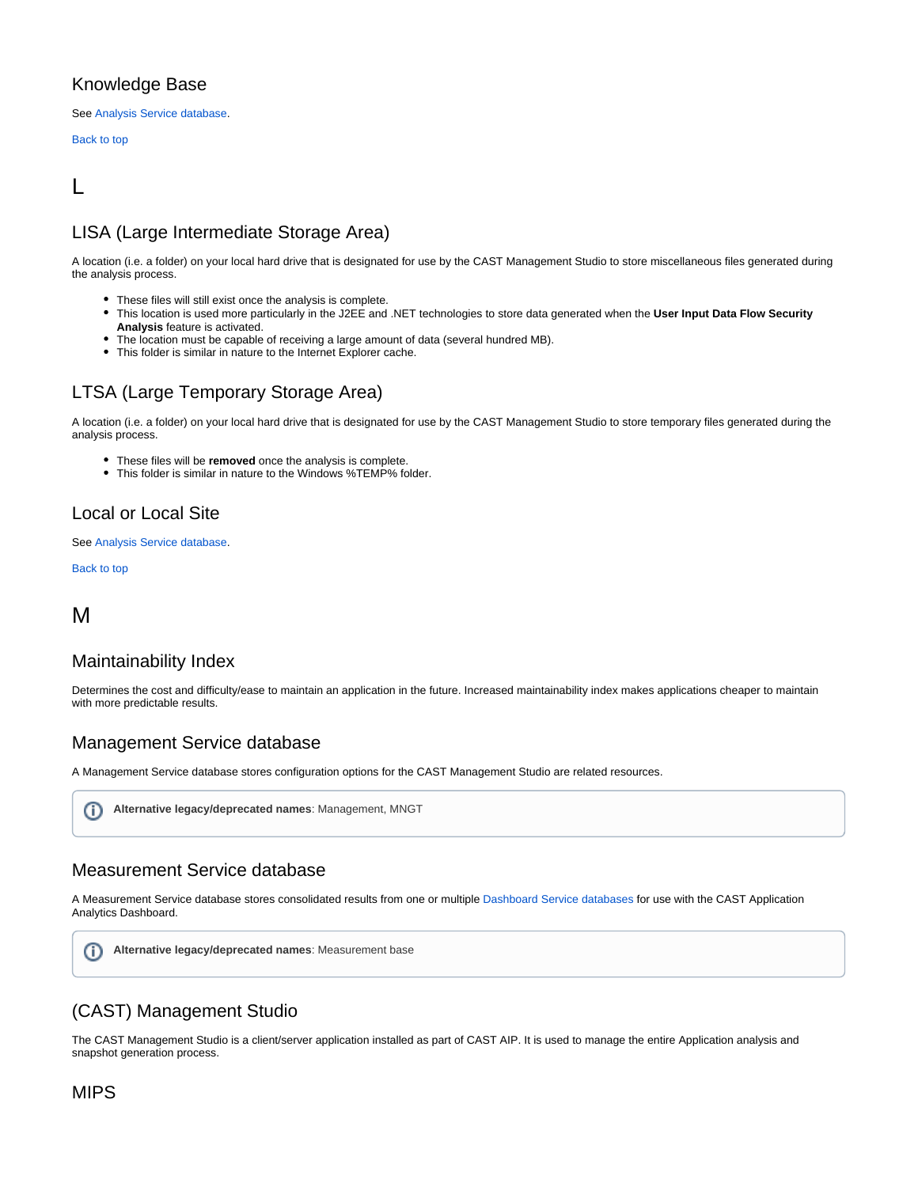## Knowledge Base

See Analysis Service database.

Back to top

# L

## LISA (Large Intermediate Storage Area)

A location (i.e. a folder) on your local hard drive that is designated for use by the CAST Management Studio to store miscellaneous files generated during the analysis process.

- These files will still exist once the analysis is complete.
- This location is used more particularly in the J2EE and .NET technologies to store data generated when the **User Input Data Flow Security Analysis** feature is activated.
- The location must be capable of receiving a large amount of data (several hundred MB).
- This folder is similar in nature to the Internet Explorer cache.

## LTSA (Large Temporary Storage Area)

A location (i.e. a folder) on your local hard drive that is designated for use by the CAST Management Studio to store temporary files generated during the analysis process.

- These files will be **removed** once the analysis is complete.
- This folder is similar in nature to the Windows %TEMP% folder.

## Local or Local Site

See Analysis Service database.

Back to top

# M

## Maintainability Index

Determines the cost and difficulty/ease to maintain an application in the future. Increased maintainability index makes applications cheaper to maintain with more predictable results.

## Management Service database

A Management Service database stores configuration options for the CAST Management Studio are related resources.

> **Alternative legacy/deprecated names**: Management, MNGT

## Measurement Service database

A Measurement Service database stores consolidated results from one or multiple Dashboard Service databases for use with the CAST Application Analytics Dashboard.

> **Alternative legacy/deprecated names**: Measurement base

## (CAST) Management Studio

The CAST Management Studio is a client/server application installed as part of CAST AIP. It is used to manage the entire Application analysis and snapshot generation process.

## MIPS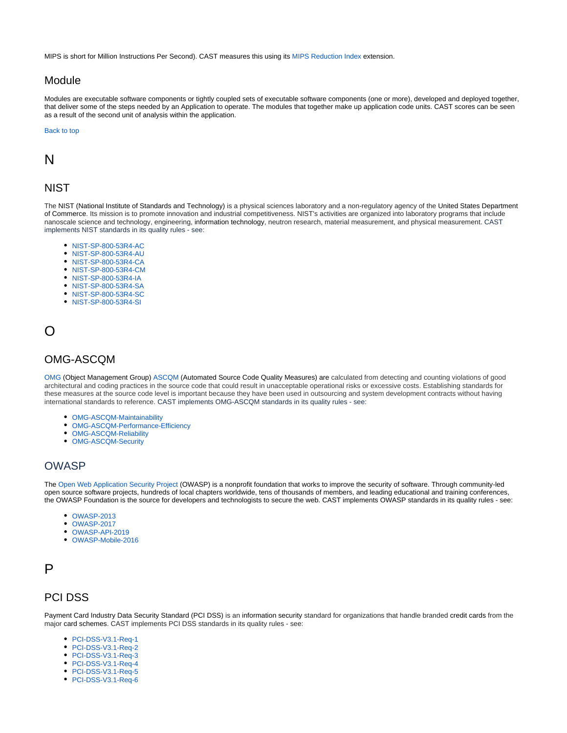MIPS is short for Million Instructions Per Second). CAST measures this using its MIPS Reduction Index extension.

## Module

Modules are executable software components or tightly coupled sets of executable software components (one or more), developed and deployed together, that deliver some of the steps needed by an Application to operate. The modules that together make up application code units. CAST scores can be seen as a result of the second unit of analysis within the application.

Back to top

# N

## NIST

The NIST (National Institute of Standards and Technology) is a physical sciences laboratory and a non-regulatory agency of the United States Department of Commerce. Its mission is to promote innovation and industrial competitiveness. NIST's activities are organized into laboratory programs that include nanoscale science and technology, engineering, information technology, neutron research, material measurement, and physical measurement. CAST implements NIST standards in its quality rules - see:

- NIST-SP-800-53R4-AC
- NIST-SP-800-53R4-AU
- NIST-SP-800-53R4-CA
- NIST-SP-800-53R4-CM
- NIST-SP-800-53R4-IA
- NIST-SP-800-53R4-SA
- NIST-SP-800-53R4-SC
- NIST-SP-800-53R4-SI

# O

## OMG-ASCQM

OMG (Object Management Group) ASCQM (Automated Source Code Quality Measures) are calculated from detecting and counting violations of good architectural and coding practices in the source code that could result in unacceptable operational risks or excessive costs. Establishing standards for these measures at the source code level is important because they have been used in outsourcing and system development contracts without having international standards to reference. CAST implements OMG-ASCQM standards in its quality rules - see:

- OMG-ASCQM-Maintainability
- OMG-ASCQM-Performance-Efficiency
- OMG-ASCQM-Reliability
- OMG-ASCQM-Security

## OWASP

The Open Web Application Security Project (OWASP) is a nonprofit foundation that works to improve the security of software. Through community-led open source software projects, hundreds of local chapters worldwide, tens of thousands of members, and leading educational and training conferences, the OWASP Foundation is the source for developers and technologists to secure the web. CAST implements OWASP standards in its quality rules - see:

- OWASP-2013
- OWASP-2017
- OWASP-API-2019
- OWASP-Mobile-2016

# P

## PCI DSS

Payment Card Industry Data Security Standard (PCI DSS) is an information security standard for organizations that handle branded credit cards from the major card schemes. CAST implements PCI DSS standards in its quality rules - see:

- PCI-DSS-V3.1-Req-1
- PCI-DSS-V3.1-Req-2
- PCI-DSS-V3.1-Req-3
- PCI-DSS-V3.1-Req-4
- PCI-DSS-V3.1-Req-5
- PCI-DSS-V3.1-Req-6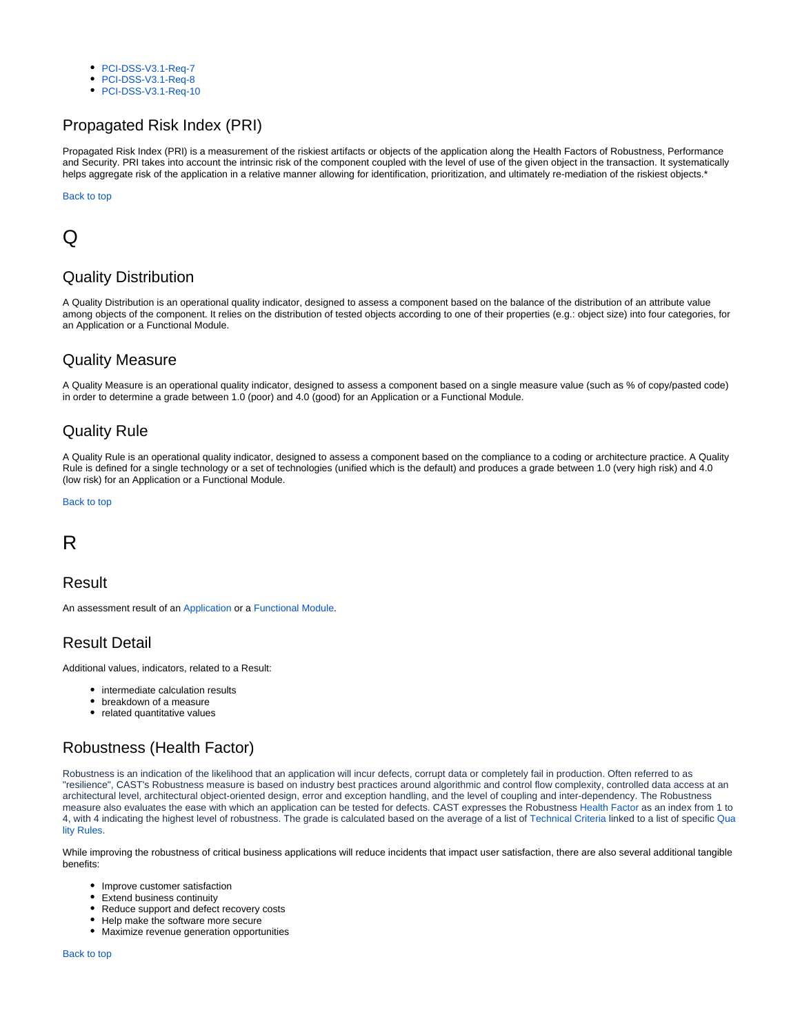- PCI-DSS-V3.1-Req-7
- PCI-DSS-V3.1-Req-8
- PCI-DSS-V3.1-Req-10

## Propagated Risk Index (PRI)

Propagated Risk Index (PRI) is a measurement of the riskiest artifacts or objects of the application along the Health Factors of Robustness, Performance and Security. PRI takes into account the intrinsic risk of the component coupled with the level of use of the given object in the transaction. It systematically helps aggregate risk of the application in a relative manner allowing for identification, prioritization, and ultimately re-mediation of the riskiest objects.*

Back to top

# Q

## Quality Distribution

A Quality Distribution is an operational quality indicator, designed to assess a component based on the balance of the distribution of an attribute value among objects of the component. It relies on the distribution of tested objects according to one of their properties (e.g.: object size) into four categories, for an Application or a Functional Module.

## Quality Measure

A Quality Measure is an operational quality indicator, designed to assess a component based on a single measure value (such as % of copy/pasted code) in order to determine a grade between 1.0 (poor) and 4.0 (good) for an Application or a Functional Module.

## Quality Rule

A Quality Rule is an operational quality indicator, designed to assess a component based on the compliance to a coding or architecture practice. A Quality Rule is defined for a single technology or a set of technologies (unified which is the default) and produces a grade between 1.0 (very high risk) and 4.0 (low risk) for an Application or a Functional Module.

Back to top

# R

## Result

An assessment result of an Application or a Functional Module.

## Result Detail

Additional values, indicators, related to a Result:

- intermediate calculation results
- breakdown of a measure
- related quantitative values

## Robustness (Health Factor)

Robustness is an indication of the likelihood that an application will incur defects, corrupt data or completely fail in production. Often referred to as "resilience", CAST's Robustness measure is based on industry best practices around algorithmic and control flow complexity, controlled data access at an architectural level, architectural object-oriented design, error and exception handling, and the level of coupling and inter-dependency. The Robustness measure also evaluates the ease with which an application can be tested for defects. CAST expresses the Robustness Health Factor as an index from 1 to 4, with 4 indicating the highest level of robustness. The grade is calculated based on the average of a list of Technical Criteria linked to a list of specific Quality Rules.

While improving the robustness of critical business applications will reduce incidents that impact user satisfaction, there are also several additional tangible benefits:

- Improve customer satisfaction
- Extend business continuity
- Reduce support and defect recovery costs
- Help make the software more secure
- Maximize revenue generation opportunities

Back to top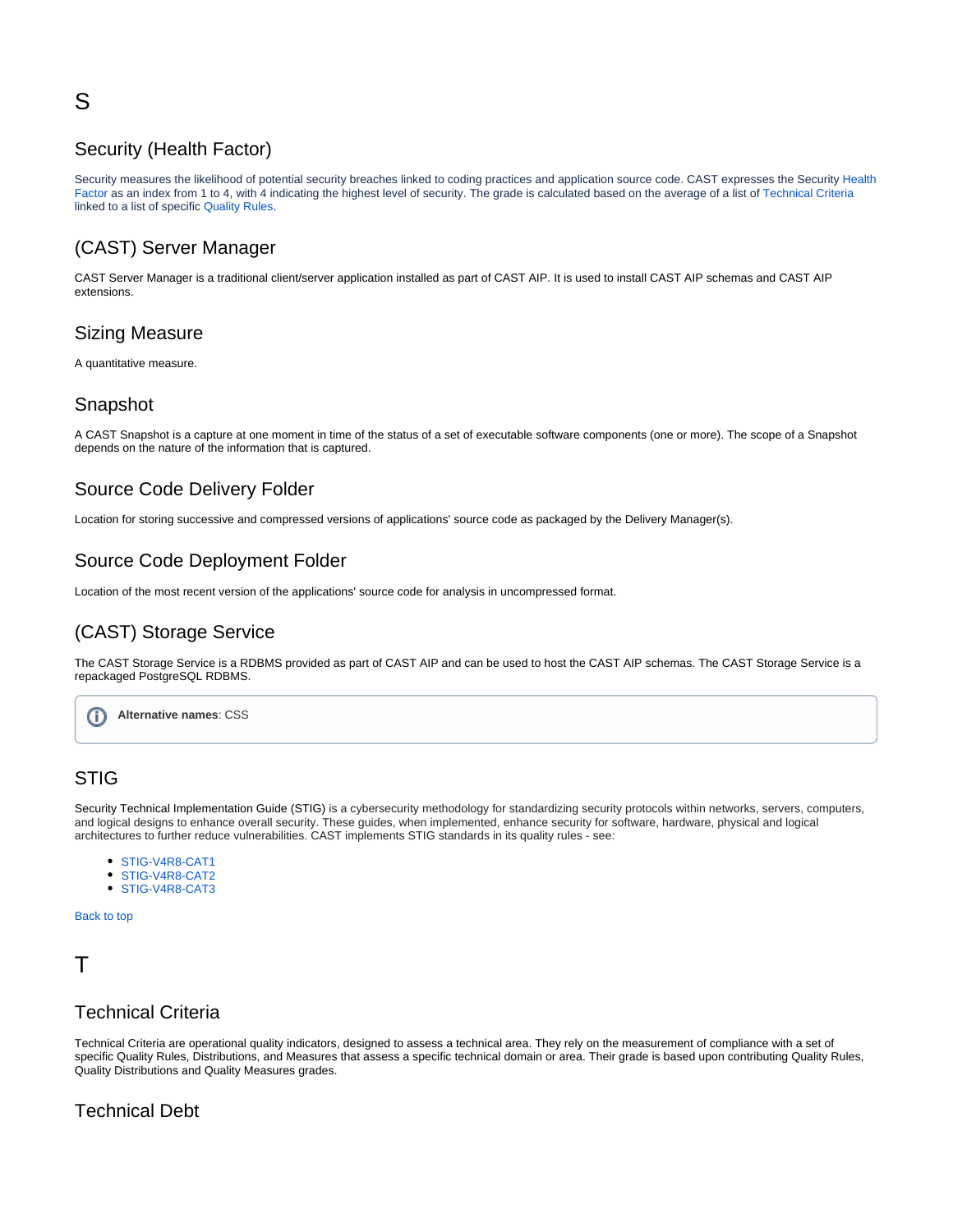# S

## Security (Health Factor)

Security measures the likelihood of potential security breaches linked to coding practices and application source code. CAST expresses the Security Health Factor as an index from 1 to 4, with 4 indicating the highest level of security. The grade is calculated based on the average of a list of Technical Criteria linked to a list of specific Quality Rules.

## (CAST) Server Manager

CAST Server Manager is a traditional client/server application installed as part of CAST AIP. It is used to install CAST AIP schemas and CAST AIP extensions.

## Sizing Measure

A quantitative measure.

## Snapshot

A CAST Snapshot is a capture at one moment in time of the status of a set of executable software components (one or more). The scope of a Snapshot depends on the nature of the information that is captured.

## Source Code Delivery Folder

Location for storing successive and compressed versions of applications' source code as packaged by the Delivery Manager(s).

## Source Code Deployment Folder

Location of the most recent version of the applications' source code for analysis in uncompressed format.

## (CAST) Storage Service

The CAST Storage Service is a RDBMS provided as part of CAST AIP and can be used to host the CAST AIP schemas. The CAST Storage Service is a repackaged PostgreSQL RDBMS.

> **Alternative names**: CSS

## STIG

Security Technical Implementation Guide (STIG) is a cybersecurity methodology for standardizing security protocols within networks, servers, computers, and logical designs to enhance overall security. These guides, when implemented, enhance security for software, hardware, physical and logical architectures to further reduce vulnerabilities. CAST implements STIG standards in its quality rules - see:

- STIG-V4R8-CAT1
- STIG-V4R8-CAT2
- STIG-V4R8-CAT3

Back to top

# T

## Technical Criteria

Technical Criteria are operational quality indicators, designed to assess a technical area. They rely on the measurement of compliance with a set of specific Quality Rules, Distributions, and Measures that assess a specific technical domain or area. Their grade is based upon contributing Quality Rules, Quality Distributions and Quality Measures grades.

## Technical Debt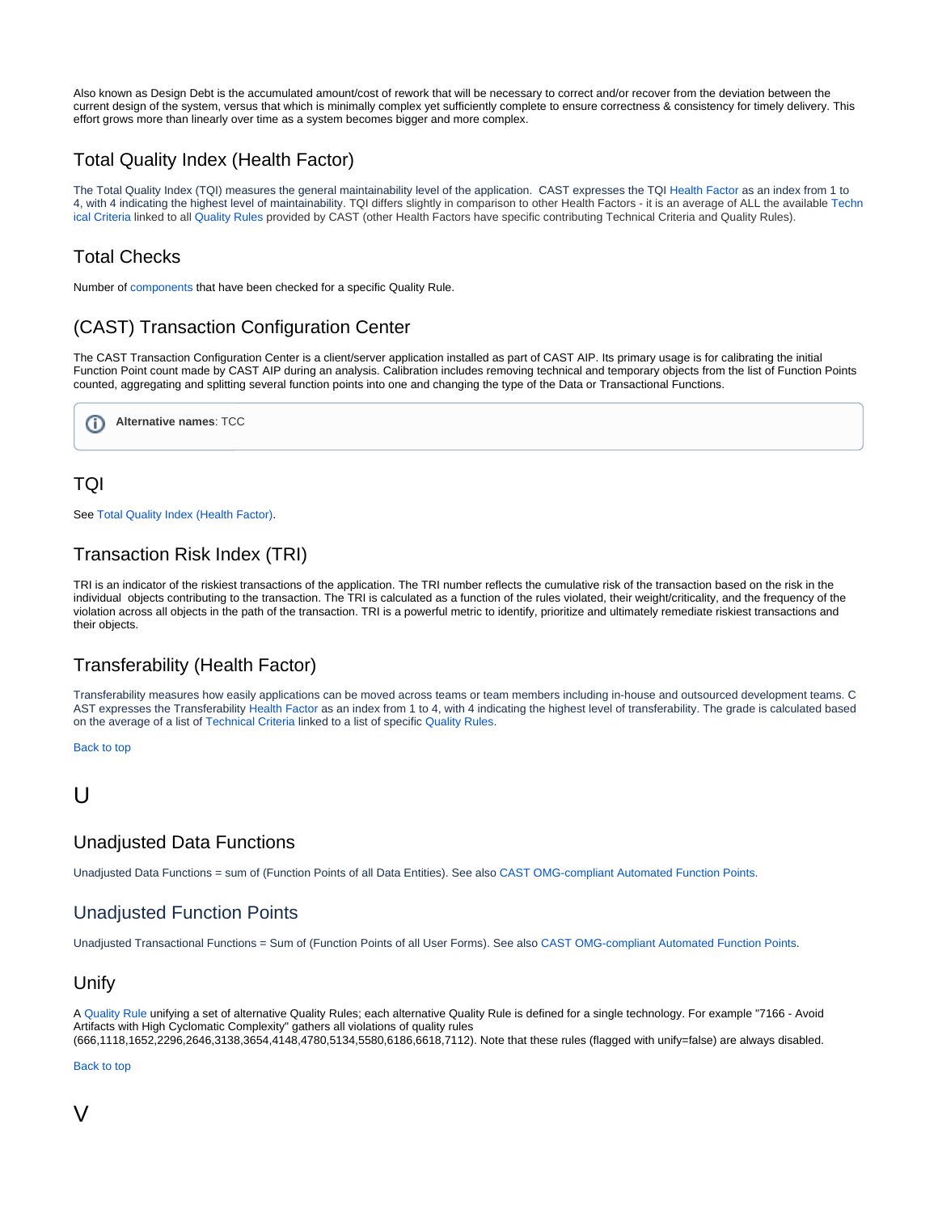Also known as Design Debt is the accumulated amount/cost of rework that will be necessary to correct and/or recover from the deviation between the current design of the system, versus that which is minimally complex yet sufficiently complete to ensure correctness & consistency for timely delivery. This effort grows more than linearly over time as a system becomes bigger and more complex.

### Total Quality Index (Health Factor)

The Total Quality Index (TQI) measures the general maintainability level of the application. CAST expresses the TQI Health Factor as an index from 1 to 4, with 4 indicating the highest level of maintainability. TQI differs slightly in comparison to other Health Factors - it is an average of ALL the available Technical Criteria linked to all Quality Rules provided by CAST (other Health Factors have specific contributing Technical Criteria and Quality Rules).

### Total Checks

Number of components that have been checked for a specific Quality Rule.

### (CAST) Transaction Configuration Center

The CAST Transaction Configuration Center is a client/server application installed as part of CAST AIP. Its primary usage is for calibrating the initial Function Point count made by CAST AIP during an analysis. Calibration includes removing technical and temporary objects from the list of Function Points counted, aggregating and splitting several function points into one and changing the type of the Data or Transactional Functions.

> **Alternative names**: TCC

### TQI

See Total Quality Index (Health Factor).

### Transaction Risk Index (TRI)

TRI is an indicator of the riskiest transactions of the application. The TRI number reflects the cumulative risk of the transaction based on the risk in the individual objects contributing to the transaction. The TRI is calculated as a function of the rules violated, their weight/criticality, and the frequency of the violation across all objects in the path of the transaction. TRI is a powerful metric to identify, prioritize and ultimately remediate riskiest transactions and their objects.

### Transferability (Health Factor)

Transferability measures how easily applications can be moved across teams or team members including in-house and outsourced development teams. CAST expresses the Transferability Health Factor as an index from 1 to 4, with 4 indicating the highest level of transferability. The grade is calculated based on the average of a list of Technical Criteria linked to a list of specific Quality Rules.

Back to top

## U

### Unadjusted Data Functions

Unadjusted Data Functions = sum of (Function Points of all Data Entities). See also CAST OMG-compliant Automated Function Points.

### Unadjusted Function Points

Unadjusted Transactional Functions = Sum of (Function Points of all User Forms). See also CAST OMG-compliant Automated Function Points.

### Unify

A Quality Rule unifying a set of alternative Quality Rules; each alternative Quality Rule is defined for a single technology. For example "7166 - Avoid Artifacts with High Cyclomatic Complexity" gathers all violations of quality rules (666,1118,1652,2296,2646,3138,3654,4148,4780,5134,5580,6186,6618,7112). Note that these rules (flagged with unify=false) are always disabled.

Back to top

## V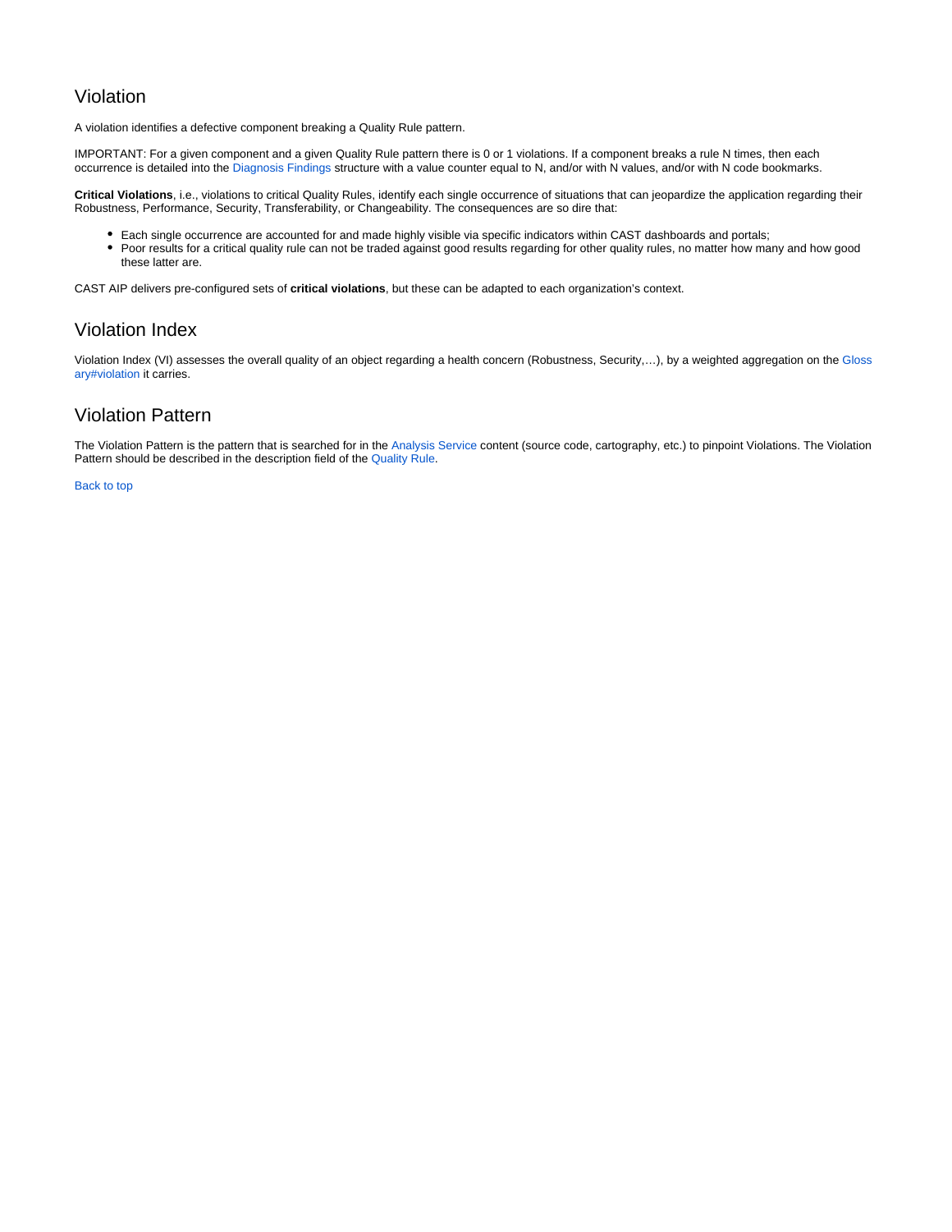## Violation

A violation identifies a defective component breaking a Quality Rule pattern.

IMPORTANT: For a given component and a given Quality Rule pattern there is 0 or 1 violations. If a component breaks a rule N times, then each occurrence is detailed into the Diagnosis Findings structure with a value counter equal to N, and/or with N values, and/or with N code bookmarks.

**Critical Violations**, i.e., violations to critical Quality Rules, identify each single occurrence of situations that can jeopardize the application regarding their Robustness, Performance, Security, Transferability, or Changeability. The consequences are so dire that:

- Each single occurrence are accounted for and made highly visible via specific indicators within CAST dashboards and portals;
- Poor results for a critical quality rule can not be traded against good results regarding for other quality rules, no matter how many and how good these latter are.

CAST AIP delivers pre-configured sets of **critical violations**, but these can be adapted to each organization's context.

## Violation Index

Violation Index (VI) assesses the overall quality of an object regarding a health concern (Robustness, Security,…), by a weighted aggregation on the Glossary#violation it carries.

## Violation Pattern

The Violation Pattern is the pattern that is searched for in the Analysis Service content (source code, cartography, etc.) to pinpoint Violations. The Violation Pattern should be described in the description field of the Quality Rule.

Back to top